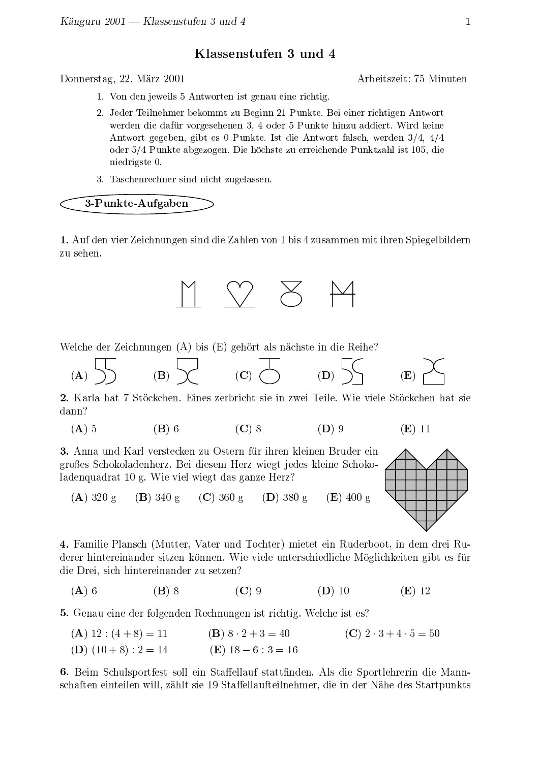# Klassenstufen 3 und 4

Donnerstag, 22. März 2001 Arbeitszeit: 75 Minuten

1. Von den jeweils 5 Antworten ist genau eine richtig.
2. Jeder Teilnehmer bekommt zu Beginn 21 Punkte. Bei einer richtigen Antwort werden die dafür vorgesehenen 3, 4 oder 5 Punkte hinzu addiert. Wird keine Antwort gegeben, gibt es 0 Punkte. Ist die Antwort falsch, werden 3/4, 4/4 oder 5/4 Punkte abgezogen. Die höchste zu erreichende Punktzahl ist 105, die niedrigste 0.
3. Taschenrechner sind nicht zugelassen.

## 3-Punkte-Aufgaben

**1.** Auf den vier Zeichnungen sind die Zahlen von 1 bis 4 zusammen mit ihren Spiegelbildern zu sehen.

Welche der Zeichnungen (A) bis (E) gehört als nächste in die Reihe?

**(A)** **(B)** **(C)** **(D)** **(E)**

**2.** Karla hat 7 Stöckchen. Eines zerbricht sie in zwei Teile. Wie viele Stöckchen hat sie dann?

**(A)** 5 **(B)** 6 **(C)** 8 **(D)** 9 **(E)** 11

**3.** Anna und Karl verstecken zu Ostern für ihren kleinen Bruder ein großes Schokoladenherz. Bei diesem Herz wiegt jedes kleine Schokoladenquadrat 10 g. Wie viel wiegt das ganze Herz?

**(A)** 320 g **(B)** 340 g **(C)** 360 g **(D)** 380 g **(E)** 400 g

**4.** Familie Plansch (Mutter, Vater und Tochter) mietet ein Ruderboot, in dem drei Ruderer hintereinander sitzen können. Wie viele unterschiedliche Möglichkeiten gibt es für die Drei, sich hintereinander zu setzen?

**(A)** 6 **(B)** 8 **(C)** 9 **(D)** 10 **(E)** 12

**5.** Genau eine der folgenden Rechnungen ist richtig. Welche ist es?

**(A)** $12 : (4 + 8) = 11$ **(B)** $8 \cdot 2 + 3 = 40$ **(C)** $2 \cdot 3 + 4 \cdot 5 = 50$
**(D)** $(10 + 8) : 2 = 14$ **(E)** $18 - 6 : 3 = 16$

**6.** Beim Schulsportfest soll ein Staffellauf stattfinden. Als die Sportlehrerin die Mannschaften einteilen will, zählt sie 19 Staffellaufteilnehmer, die in der Nähe des Startpunkts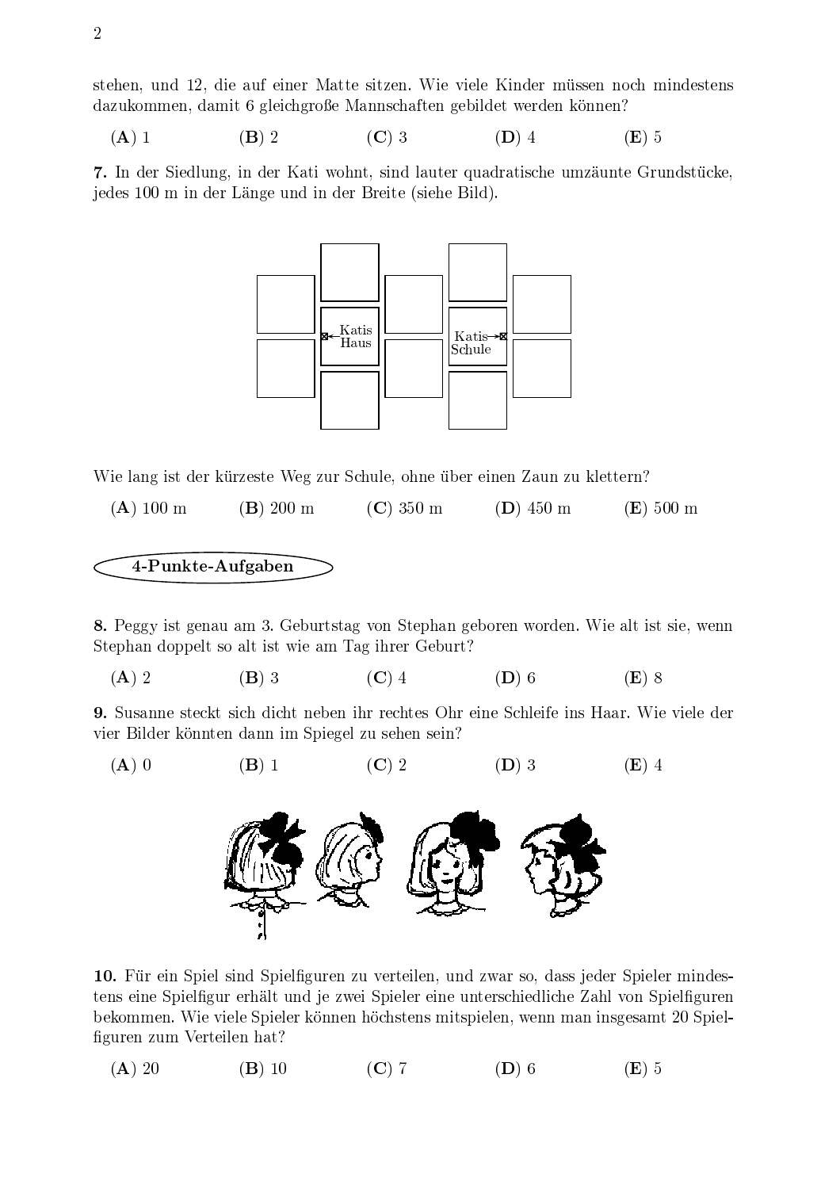stehen, und 12, die auf einer Matte sitzen. Wie viele Kinder müssen noch mindestens dazukommen, damit 6 gleichgroße Mannschaften gebildet werden können?

(**A**) 1 (**B**) 2 (**C**) 3 (**D**) 4 (**E**) 5

**7.** In der Siedlung, in der Kati wohnt, sind lauter quadratische umzäunte Grundstücke, jedes 100 m in der Länge und in der Breite (siehe Bild).

Wie lang ist der kürzeste Weg zur Schule, ohne über einen Zaun zu klettern?

(**A**) 100 m (**B**) 200 m (**C**) 350 m (**D**) 450 m (**E**) 500 m

**4-Punkte-Aufgaben**

**8.** Peggy ist genau am 3. Geburtstag von Stephan geboren worden. Wie alt ist sie, wenn Stephan doppelt so alt ist wie am Tag ihrer Geburt?

(**A**) 2 (**B**) 3 (**C**) 4 (**D**) 6 (**E**) 8

**9.** Susanne steckt sich dicht neben ihr rechtes Ohr eine Schleife ins Haar. Wie viele der vier Bilder könnten dann im Spiegel zu sehen sein?

(**A**) 0 (**B**) 1 (**C**) 2 (**D**) 3 (**E**) 4

**10.** Für ein Spiel sind Spielfiguren zu verteilen, und zwar so, dass jeder Spieler mindestens eine Spielfigur erhält und je zwei Spieler eine unterschiedliche Zahl von Spielfiguren bekommen. Wie viele Spieler können höchstens mitspielen, wenn man insgesamt 20 Spielfiguren zum Verteilen hat?

(**A**) 20 (**B**) 10 (**C**) 7 (**D**) 6 (**E**) 5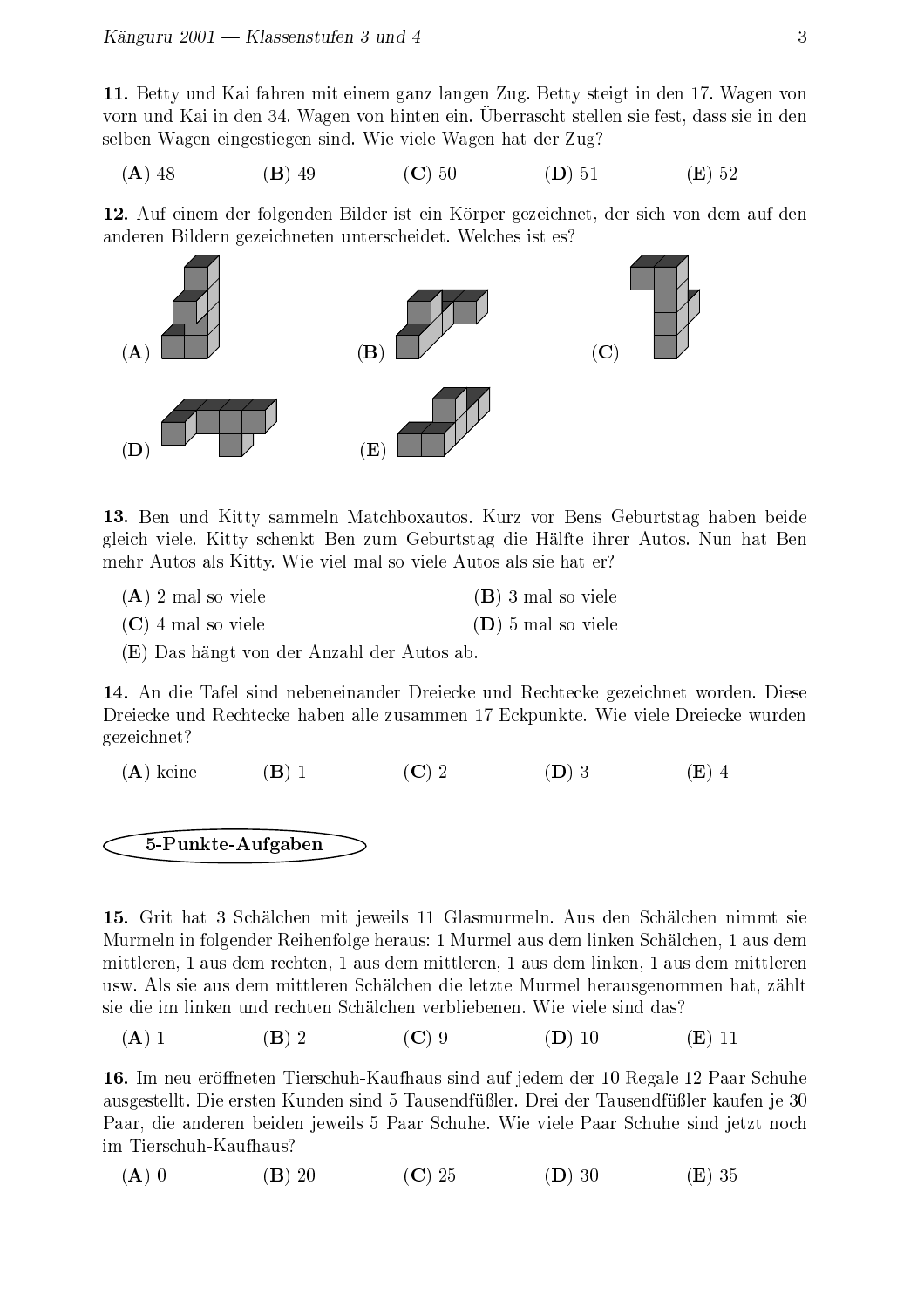**11.** Betty und Kai fahren mit einem ganz langen Zug. Betty steigt in den 17. Wagen von vorn und Kai in den 34. Wagen von hinten ein. Überrascht stellen sie fest, dass sie in den selben Wagen eingestiegen sind. Wie viele Wagen hat der Zug?

(**A**) 48 (**B**) 49 (**C**) 50 (**D**) 51 (**E**) 52

**12.** Auf einem der folgenden Bilder ist ein Körper gezeichnet, der sich von dem auf den anderen Bildern gezeichneten unterscheidet. Welches ist es?

(**A**) (**B**) (**C**)

(**D**) (**E**)

**13.** Ben und Kitty sammeln Matchboxautos. Kurz vor Bens Geburtstag haben beide gleich viele. Kitty schenkt Ben zum Geburtstag die Hälfte ihrer Autos. Nun hat Ben mehr Autos als Kitty. Wie viel mal so viele Autos als sie hat er?

(**A**) 2 mal so viele
(**B**) 3 mal so viele
(**C**) 4 mal so viele
(**D**) 5 mal so viele
(**E**) Das hängt von der Anzahl der Autos ab.

**14.** An die Tafel sind nebeneinander Dreiecke und Rechtecke gezeichnet worden. Diese Dreiecke und Rechtecke haben alle zusammen 17 Eckpunkte. Wie viele Dreiecke wurden gezeichnet?

(**A**) keine (**B**) 1 (**C**) 2 (**D**) 3 (**E**) 4

## 5-Punkte-Aufgaben

**15.** Grit hat 3 Schälchen mit jeweils 11 Glasmurmeln. Aus den Schälchen nimmt sie Murmeln in folgender Reihenfolge heraus: 1 Murmel aus dem linken Schälchen, 1 aus dem mittleren, 1 aus dem rechten, 1 aus dem mittleren, 1 aus dem linken, 1 aus dem mittleren usw. Als sie aus dem mittleren Schälchen die letzte Murmel herausgenommen hat, zählt sie die im linken und rechten Schälchen verbliebenen. Wie viele sind das?

(**A**) 1 (**B**) 2 (**C**) 9 (**D**) 10 (**E**) 11

**16.** Im neu eröffneten Tierschuh-Kaufhaus sind auf jedem der 10 Regale 12 Paar Schuhe ausgestellt. Die ersten Kunden sind 5 Tausendfüßler. Drei der Tausendfüßler kaufen je 30 Paar, die anderen beiden jeweils 5 Paar Schuhe. Wie viele Paar Schuhe sind jetzt noch im Tierschuh-Kaufhaus?

(**A**) 0 (**B**) 20 (**C**) 25 (**D**) 30 (**E**) 35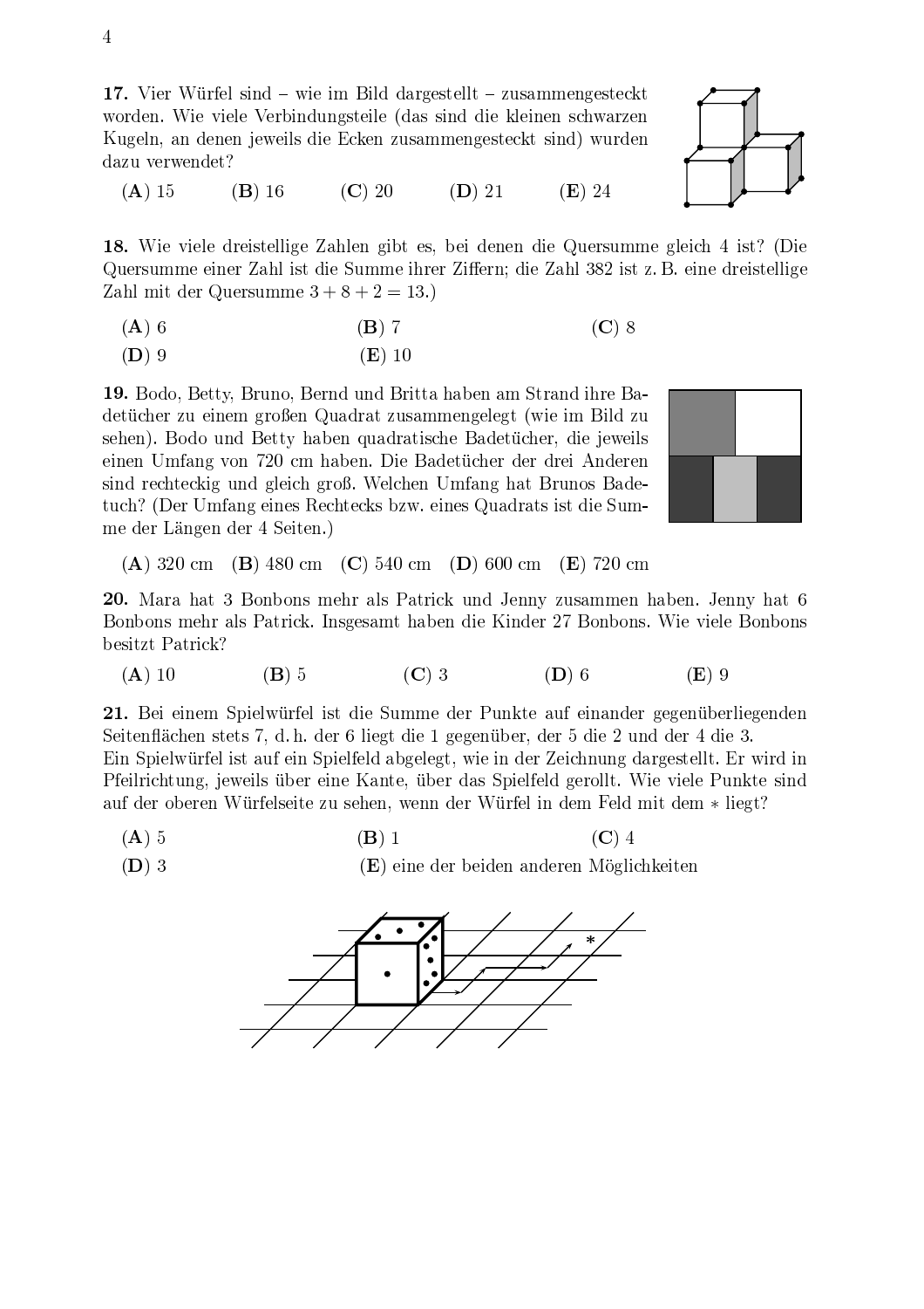**17.** Vier Würfel sind – wie im Bild dargestellt – zusammengesteckt worden. Wie viele Verbindungsteile (das sind die kleinen schwarzen Kugeln, an denen jeweils die Ecken zusammengesteckt sind) wurden dazu verwendet?

(**A**) 15 (**B**) 16 (**C**) 20 (**D**) 21 (**E**) 24

**18.** Wie viele dreistellige Zahlen gibt es, bei denen die Quersumme gleich 4 ist? (Die Quersumme einer Zahl ist die Summe ihrer Ziffern; die Zahl 382 ist z. B. eine dreistellige Zahl mit der Quersumme $3 + 8 + 2 = 13$.)

(**A**) 6 (**B**) 7 (**C**) 8
(**D**) 9 (**E**) 10

**19.** Bodo, Betty, Bruno, Bernd und Britta haben am Strand ihre Badetücher zu einem großen Quadrat zusammengelegt (wie im Bild zu sehen). Bodo und Betty haben quadratische Badetücher, die jeweils einen Umfang von 720 cm haben. Die Badetücher der drei Anderen sind rechteckig und gleich groß. Welchen Umfang hat Brunos Badetuch? (Der Umfang eines Rechtecks bzw. eines Quadrats ist die Summe der Längen der 4 Seiten.)

(**A**) 320 cm (**B**) 480 cm (**C**) 540 cm (**D**) 600 cm (**E**) 720 cm

**20.** Mara hat 3 Bonbons mehr als Patrick und Jenny zusammen haben. Jenny hat 6 Bonbons mehr als Patrick. Insgesamt haben die Kinder 27 Bonbons. Wie viele Bonbons besitzt Patrick?

(**A**) 10 (**B**) 5 (**C**) 3 (**D**) 6 (**E**) 9

**21.** Bei einem Spielwürfel ist die Summe der Punkte auf einander gegenüberliegenden Seitenflächen stets 7, d. h. der 6 liegt die 1 gegenüber, der 5 die 2 und der 4 die 3.
Ein Spielwürfel ist auf ein Spielfeld abgelegt, wie in der Zeichnung dargestellt. Er wird in Pfeilrichtung, jeweils über eine Kante, über das Spielfeld gerollt. Wie viele Punkte sind auf der oberen Würfelseite zu sehen, wenn der Würfel in dem Feld mit dem $*$ liegt?

(**A**) 5 (**B**) 1 (**C**) 4
(**D**) 3 (**E**) eine der beiden anderen Möglichkeiten

*